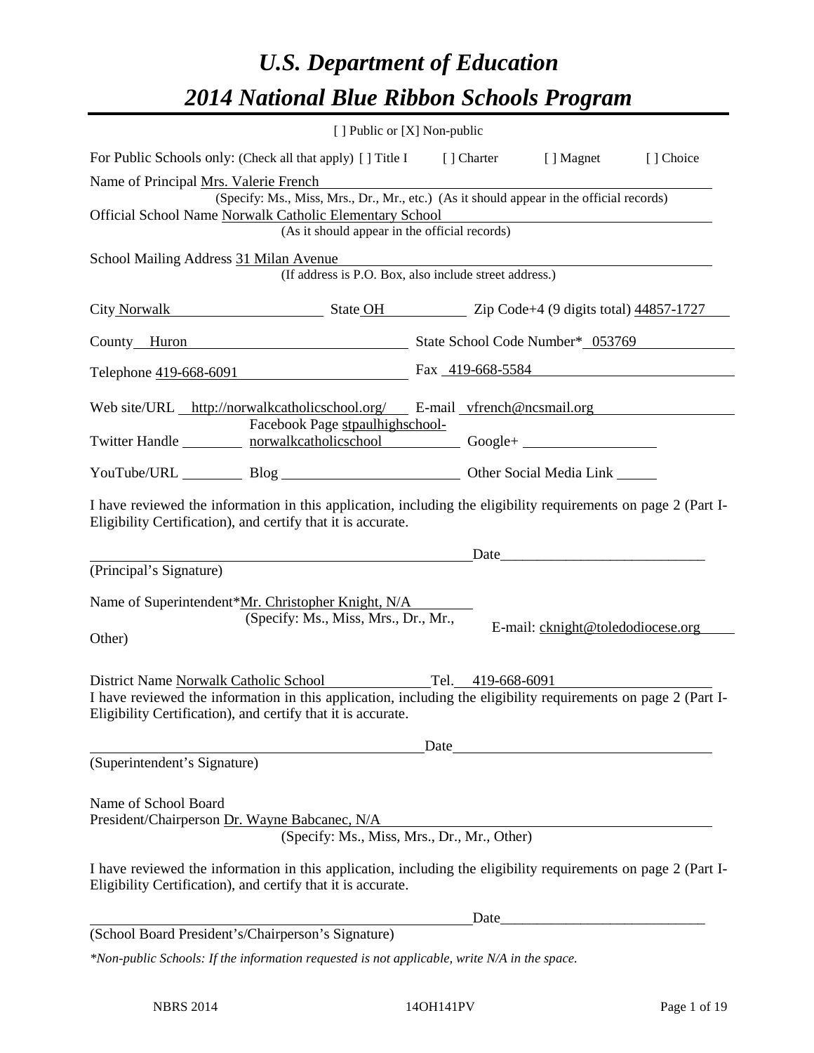# *U.S. Department of Education*

# *2014 National Blue Ribbon Schools Program*

[ ] Public or [X] Non-public

For Public Schools only: (Check all that apply) [ ] Title I [ ] Charter [ ] Magnet [ ] Choice

Name of Principal Mrs. Valerie French
(Specify: Ms., Miss, Mrs., Dr., Mr., etc.) (As it should appear in the official records)

Official School Name Norwalk Catholic Elementary School
(As it should appear in the official records)

School Mailing Address 31 Milan Avenue
(If address is P.O. Box, also include street address.)

City Norwalk State OH Zip Code+4 (9 digits total) 44857-1727

County Huron State School Code Number* 053769

Telephone 419-668-6091 Fax 419-668-5584

Web site/URL http://norwalkcatholicschool.org/ E-mail vfrench@ncsmail.org

Twitter Handle ________ Facebook Page stpaulhighschool-norwalkcatholicschool Google+ ________

YouTube/URL ________ Blog ________ Other Social Media Link ________

I have reviewed the information in this application, including the eligibility requirements on page 2 (Part I-Eligibility Certification), and certify that it is accurate.

_______________________________ Date_______________________
(Principal's Signature)

Name of Superintendent*Mr. Christopher Knight, N/A
(Specify: Ms., Miss, Mrs., Dr., Mr., Other)

E-mail: cknight@toledodiocese.org

District Name Norwalk Catholic School Tel. 419-668-6091

I have reviewed the information in this application, including the eligibility requirements on page 2 (Part I-Eligibility Certification), and certify that it is accurate.

_______________________________ Date_______________________
(Superintendent's Signature)

Name of School Board
President/Chairperson Dr. Wayne Babcanec, N/A
(Specify: Ms., Miss, Mrs., Dr., Mr., Other)

I have reviewed the information in this application, including the eligibility requirements on page 2 (Part I-Eligibility Certification), and certify that it is accurate.

_______________________________ Date_______________________
(School Board President's/Chairperson's Signature)

*\*Non-public Schools: If the information requested is not applicable, write N/A in the space.*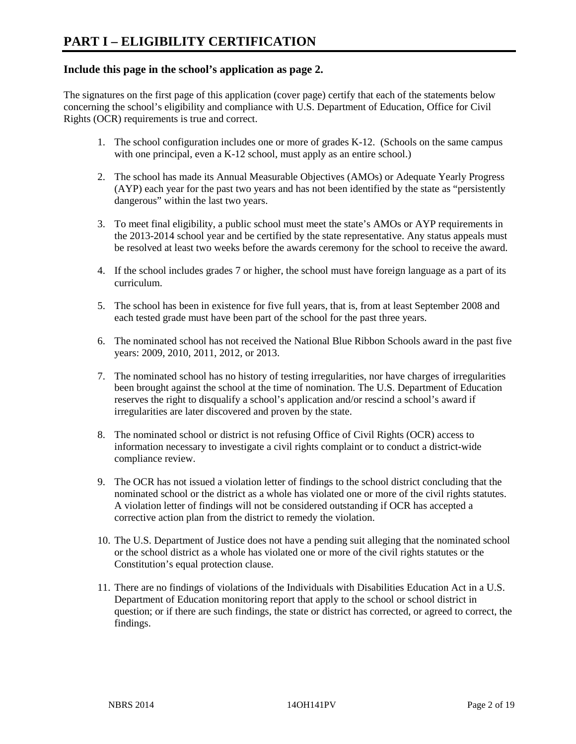# PART I – ELIGIBILITY CERTIFICATION

### Include this page in the school's application as page 2.

The signatures on the first page of this application (cover page) certify that each of the statements below concerning the school's eligibility and compliance with U.S. Department of Education, Office for Civil Rights (OCR) requirements is true and correct.

1. The school configuration includes one or more of grades K-12. (Schools on the same campus with one principal, even a K-12 school, must apply as an entire school.)

2. The school has made its Annual Measurable Objectives (AMOs) or Adequate Yearly Progress (AYP) each year for the past two years and has not been identified by the state as "persistently dangerous" within the last two years.

3. To meet final eligibility, a public school must meet the state's AMOs or AYP requirements in the 2013-2014 school year and be certified by the state representative. Any status appeals must be resolved at least two weeks before the awards ceremony for the school to receive the award.

4. If the school includes grades 7 or higher, the school must have foreign language as a part of its curriculum.

5. The school has been in existence for five full years, that is, from at least September 2008 and each tested grade must have been part of the school for the past three years.

6. The nominated school has not received the National Blue Ribbon Schools award in the past five years: 2009, 2010, 2011, 2012, or 2013.

7. The nominated school has no history of testing irregularities, nor have charges of irregularities been brought against the school at the time of nomination. The U.S. Department of Education reserves the right to disqualify a school's application and/or rescind a school's award if irregularities are later discovered and proven by the state.

8. The nominated school or district is not refusing Office of Civil Rights (OCR) access to information necessary to investigate a civil rights complaint or to conduct a district-wide compliance review.

9. The OCR has not issued a violation letter of findings to the school district concluding that the nominated school or the district as a whole has violated one or more of the civil rights statutes. A violation letter of findings will not be considered outstanding if OCR has accepted a corrective action plan from the district to remedy the violation.

10. The U.S. Department of Justice does not have a pending suit alleging that the nominated school or the school district as a whole has violated one or more of the civil rights statutes or the Constitution's equal protection clause.

11. There are no findings of violations of the Individuals with Disabilities Education Act in a U.S. Department of Education monitoring report that apply to the school or school district in question; or if there are such findings, the state or district has corrected, or agreed to correct, the findings.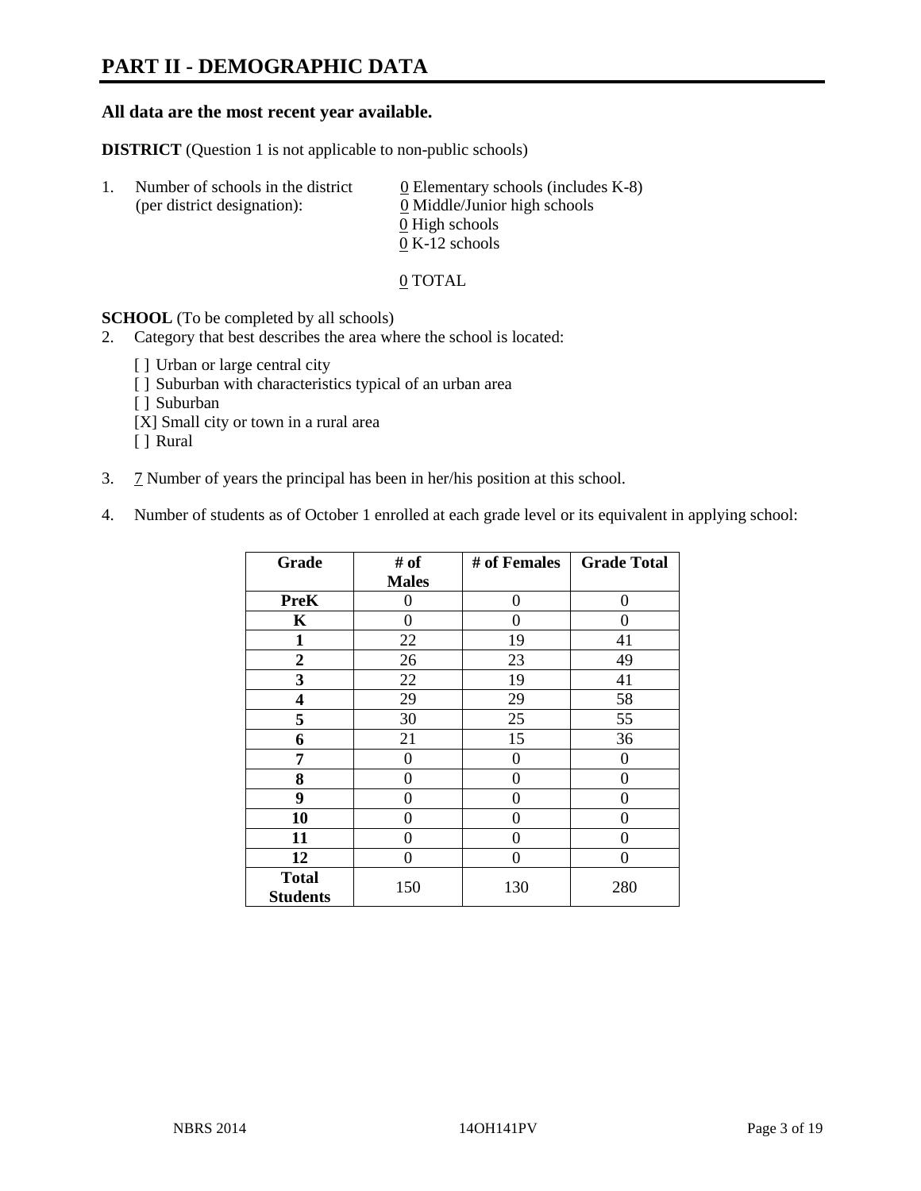# PART II - DEMOGRAPHIC DATA

**All data are the most recent year available.**

**DISTRICT** (Question 1 is not applicable to non-public schools)

1. Number of schools in the district (per district designation):
   - 0 Elementary schools (includes K-8)
   - 0 Middle/Junior high schools
   - 0 High schools
   - 0 K-12 schools

   0 TOTAL

**SCHOOL** (To be completed by all schools)

2. Category that best describes the area where the school is located:

   [ ] Urban or large central city
   [ ] Suburban with characteristics typical of an urban area
   [ ] Suburban
   [X] Small city or town in a rural area
   [ ] Rural

3. 7 Number of years the principal has been in her/his position at this school.

4. Number of students as of October 1 enrolled at each grade level or its equivalent in applying school:

| Grade | # of Males | # of Females | Grade Total |
|---|---|---|---|
| **PreK** | 0 | 0 | 0 |
| **K** | 0 | 0 | 0 |
| **1** | 22 | 19 | 41 |
| **2** | 26 | 23 | 49 |
| **3** | 22 | 19 | 41 |
| **4** | 29 | 29 | 58 |
| **5** | 30 | 25 | 55 |
| **6** | 21 | 15 | 36 |
| **7** | 0 | 0 | 0 |
| **8** | 0 | 0 | 0 |
| **9** | 0 | 0 | 0 |
| **10** | 0 | 0 | 0 |
| **11** | 0 | 0 | 0 |
| **12** | 0 | 0 | 0 |
| **Total Students** | 150 | 130 | 280 |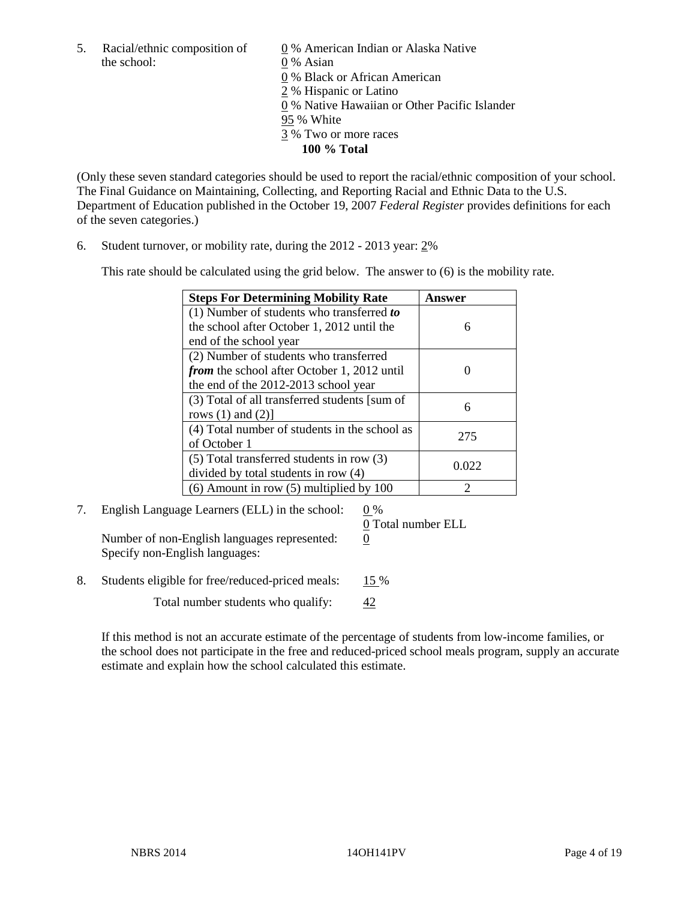5. Racial/ethnic composition of the school:

0 % American Indian or Alaska Native
0 % Asian
0 % Black or African American
2 % Hispanic or Latino
0 % Native Hawaiian or Other Pacific Islander
95 % White
3 % Two or more races
**100 % Total**

(Only these seven standard categories should be used to report the racial/ethnic composition of your school. The Final Guidance on Maintaining, Collecting, and Reporting Racial and Ethnic Data to the U.S. Department of Education published in the October 19, 2007 *Federal Register* provides definitions for each of the seven categories.)

6. Student turnover, or mobility rate, during the 2012 - 2013 year: 2%

This rate should be calculated using the grid below. The answer to (6) is the mobility rate.

| **Steps For Determining Mobility Rate** | **Answer** |
|---|---|
| (1) Number of students who transferred ***to*** the school after October 1, 2012 until the end of the school year | 6 |
| (2) Number of students who transferred ***from*** the school after October 1, 2012 until the end of the 2012-2013 school year | 0 |
| (3) Total of all transferred students [sum of rows (1) and (2)] | 6 |
| (4) Total number of students in the school as of October 1 | 275 |
| (5) Total transferred students in row (3) divided by total students in row (4) | 0.022 |
| (6) Amount in row (5) multiplied by 100 | 2 |

7. English Language Learners (ELL) in the school: 0 %
0 Total number ELL

Number of non-English languages represented: 0
Specify non-English languages:

8. Students eligible for free/reduced-priced meals: 15 %

Total number students who qualify: 42

If this method is not an accurate estimate of the percentage of students from low-income families, or the school does not participate in the free and reduced-priced school meals program, supply an accurate estimate and explain how the school calculated this estimate.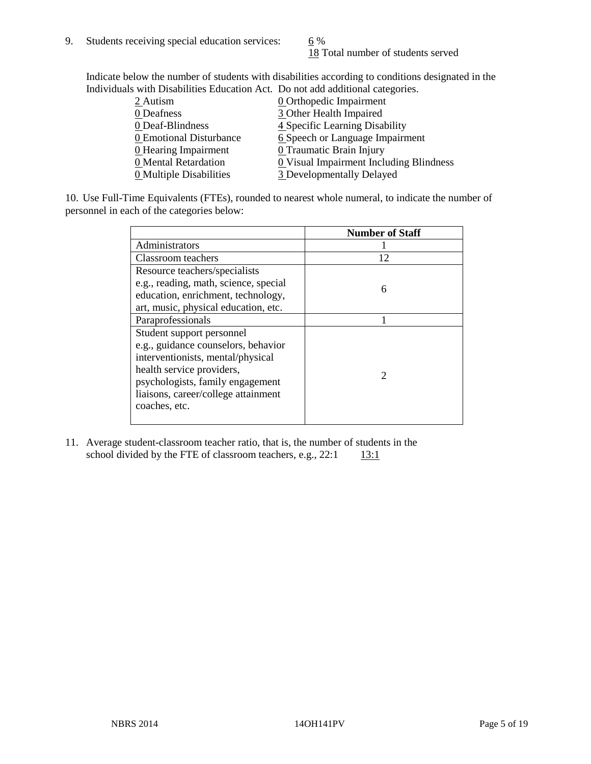9. Students receiving special education services: 6 %
   18 Total number of students served

Indicate below the number of students with disabilities according to conditions designated in the Individuals with Disabilities Education Act. Do not add additional categories.

| | |
|---|---|
| 2 Autism | 0 Orthopedic Impairment |
| 0 Deafness | 3 Other Health Impaired |
| 0 Deaf-Blindness | 4 Specific Learning Disability |
| 0 Emotional Disturbance | 6 Speech or Language Impairment |
| 0 Hearing Impairment | 0 Traumatic Brain Injury |
| 0 Mental Retardation | 0 Visual Impairment Including Blindness |
| 0 Multiple Disabilities | 3 Developmentally Delayed |

10. Use Full-Time Equivalents (FTEs), rounded to nearest whole numeral, to indicate the number of personnel in each of the categories below:

| | Number of Staff |
|---|---|
| Administrators | 1 |
| Classroom teachers | 12 |
| Resource teachers/specialists e.g., reading, math, science, special education, enrichment, technology, art, music, physical education, etc. | 6 |
| Paraprofessionals | 1 |
| Student support personnel e.g., guidance counselors, behavior interventionists, mental/physical health service providers, psychologists, family engagement liaisons, career/college attainment coaches, etc. | 2 |

11. Average student-classroom teacher ratio, that is, the number of students in the school divided by the FTE of classroom teachers, e.g., 22:1 13:1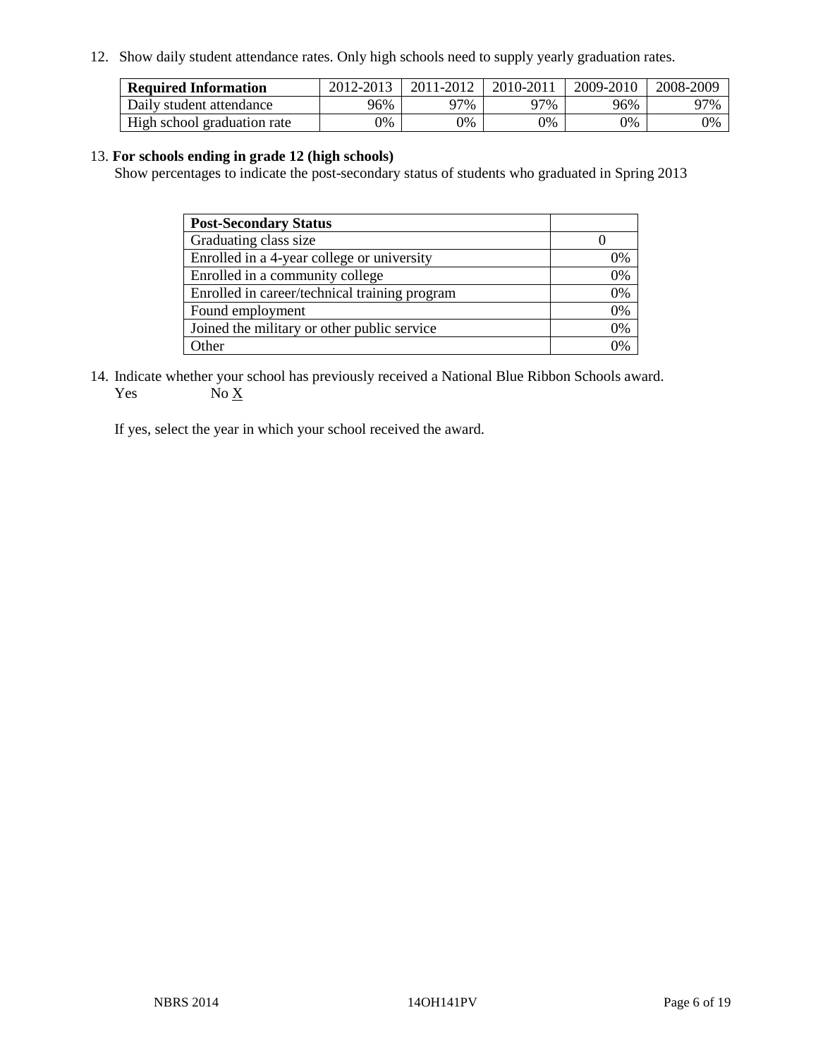12. Show daily student attendance rates. Only high schools need to supply yearly graduation rates.

| Required Information | 2012-2013 | 2011-2012 | 2010-2011 | 2009-2010 | 2008-2009 |
|---|---|---|---|---|---|
| Daily student attendance | 96% | 97% | 97% | 96% | 97% |
| High school graduation rate | 0% | 0% | 0% | 0% | 0% |

13. **For schools ending in grade 12 (high schools)**
Show percentages to indicate the post-secondary status of students who graduated in Spring 2013

| Post-Secondary Status | |
|---|---|
| Graduating class size | 0 |
| Enrolled in a 4-year college or university | 0% |
| Enrolled in a community college | 0% |
| Enrolled in career/technical training program | 0% |
| Found employment | 0% |
| Joined the military or other public service | 0% |
| Other | 0% |

14. Indicate whether your school has previously received a National Blue Ribbon Schools award.
Yes No X

If yes, select the year in which your school received the award.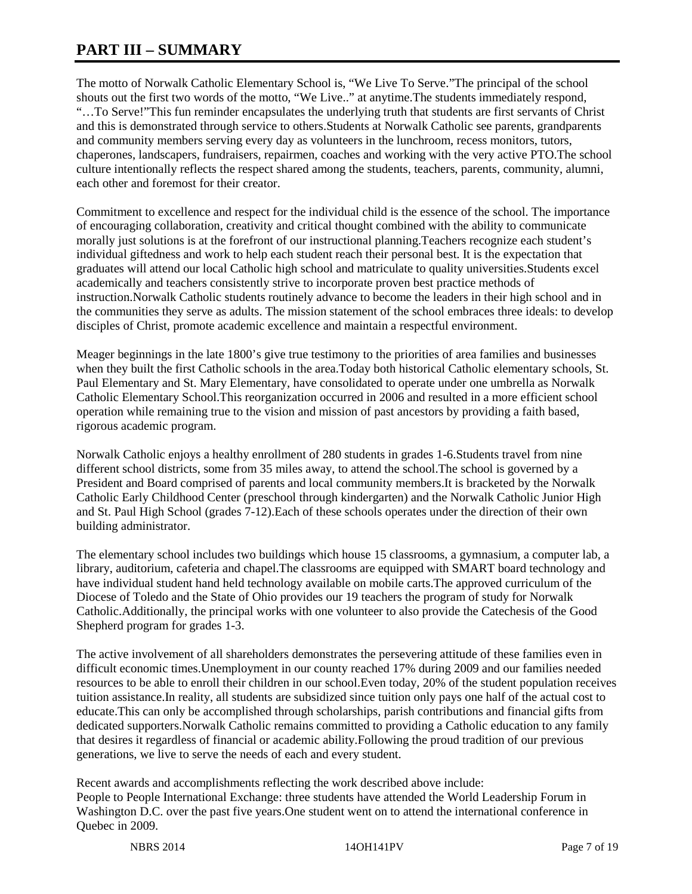# PART III – SUMMARY

The motto of Norwalk Catholic Elementary School is, "We Live To Serve."The principal of the school shouts out the first two words of the motto, "We Live.." at anytime.The students immediately respond, "…To Serve!"This fun reminder encapsulates the underlying truth that students are first servants of Christ and this is demonstrated through service to others.Students at Norwalk Catholic see parents, grandparents and community members serving every day as volunteers in the lunchroom, recess monitors, tutors, chaperones, landscapers, fundraisers, repairmen, coaches and working with the very active PTO.The school culture intentionally reflects the respect shared among the students, teachers, parents, community, alumni, each other and foremost for their creator.

Commitment to excellence and respect for the individual child is the essence of the school. The importance of encouraging collaboration, creativity and critical thought combined with the ability to communicate morally just solutions is at the forefront of our instructional planning.Teachers recognize each student's individual giftedness and work to help each student reach their personal best. It is the expectation that graduates will attend our local Catholic high school and matriculate to quality universities.Students excel academically and teachers consistently strive to incorporate proven best practice methods of instruction.Norwalk Catholic students routinely advance to become the leaders in their high school and in the communities they serve as adults. The mission statement of the school embraces three ideals: to develop disciples of Christ, promote academic excellence and maintain a respectful environment.

Meager beginnings in the late 1800's give true testimony to the priorities of area families and businesses when they built the first Catholic schools in the area.Today both historical Catholic elementary schools, St. Paul Elementary and St. Mary Elementary, have consolidated to operate under one umbrella as Norwalk Catholic Elementary School.This reorganization occurred in 2006 and resulted in a more efficient school operation while remaining true to the vision and mission of past ancestors by providing a faith based, rigorous academic program.

Norwalk Catholic enjoys a healthy enrollment of 280 students in grades 1-6.Students travel from nine different school districts, some from 35 miles away, to attend the school.The school is governed by a President and Board comprised of parents and local community members.It is bracketed by the Norwalk Catholic Early Childhood Center (preschool through kindergarten) and the Norwalk Catholic Junior High and St. Paul High School (grades 7-12).Each of these schools operates under the direction of their own building administrator.

The elementary school includes two buildings which house 15 classrooms, a gymnasium, a computer lab, a library, auditorium, cafeteria and chapel.The classrooms are equipped with SMART board technology and have individual student hand held technology available on mobile carts.The approved curriculum of the Diocese of Toledo and the State of Ohio provides our 19 teachers the program of study for Norwalk Catholic.Additionally, the principal works with one volunteer to also provide the Catechesis of the Good Shepherd program for grades 1-3.

The active involvement of all shareholders demonstrates the persevering attitude of these families even in difficult economic times.Unemployment in our county reached 17% during 2009 and our families needed resources to be able to enroll their children in our school.Even today, 20% of the student population receives tuition assistance.In reality, all students are subsidized since tuition only pays one half of the actual cost to educate.This can only be accomplished through scholarships, parish contributions and financial gifts from dedicated supporters.Norwalk Catholic remains committed to providing a Catholic education to any family that desires it regardless of financial or academic ability.Following the proud tradition of our previous generations, we live to serve the needs of each and every student.

Recent awards and accomplishments reflecting the work described above include:
People to People International Exchange: three students have attended the World Leadership Forum in Washington D.C. over the past five years.One student went on to attend the international conference in Quebec in 2009.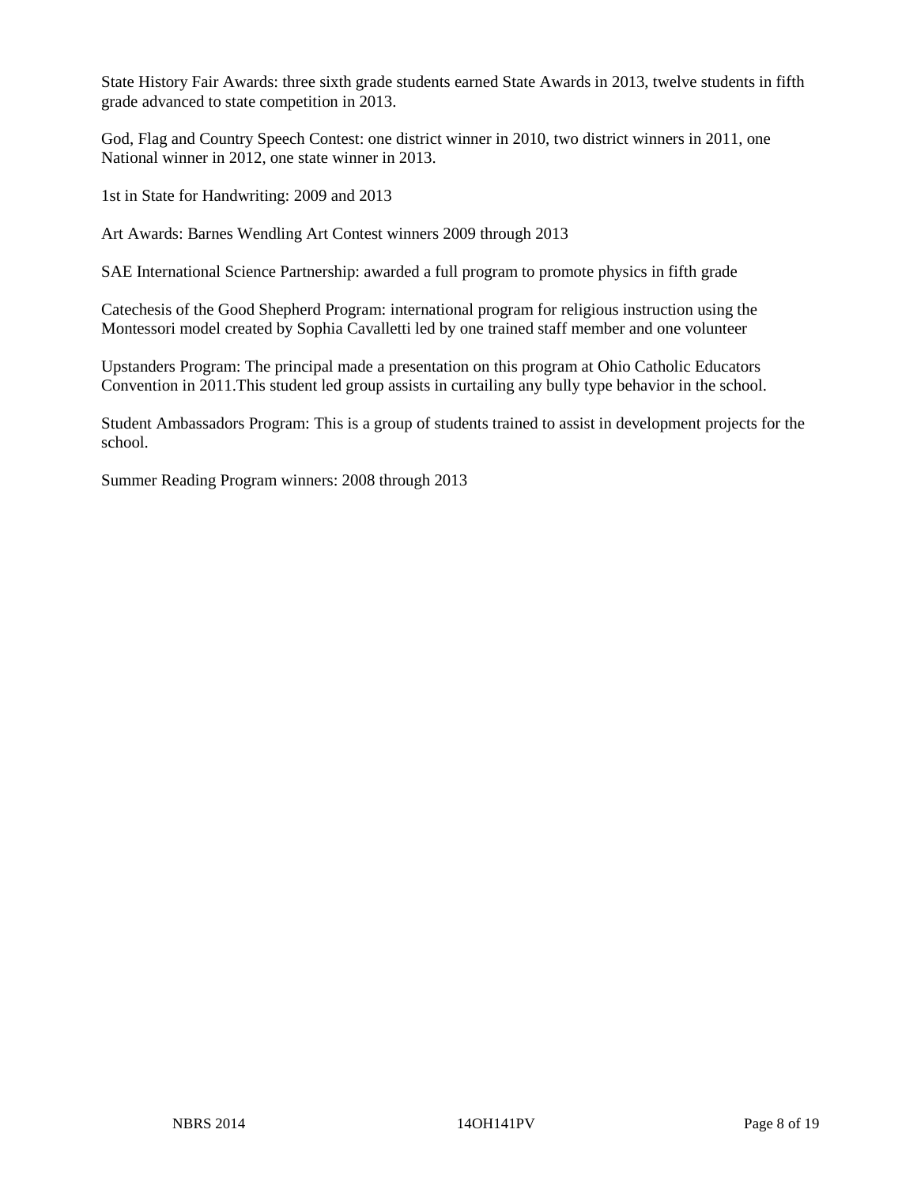State History Fair Awards: three sixth grade students earned State Awards in 2013, twelve students in fifth grade advanced to state competition in 2013.

God, Flag and Country Speech Contest: one district winner in 2010, two district winners in 2011, one National winner in 2012, one state winner in 2013.

1st in State for Handwriting: 2009 and 2013

Art Awards: Barnes Wendling Art Contest winners 2009 through 2013

SAE International Science Partnership: awarded a full program to promote physics in fifth grade

Catechesis of the Good Shepherd Program: international program for religious instruction using the Montessori model created by Sophia Cavalletti led by one trained staff member and one volunteer

Upstanders Program: The principal made a presentation on this program at Ohio Catholic Educators Convention in 2011.This student led group assists in curtailing any bully type behavior in the school.

Student Ambassadors Program: This is a group of students trained to assist in development projects for the school.

Summer Reading Program winners: 2008 through 2013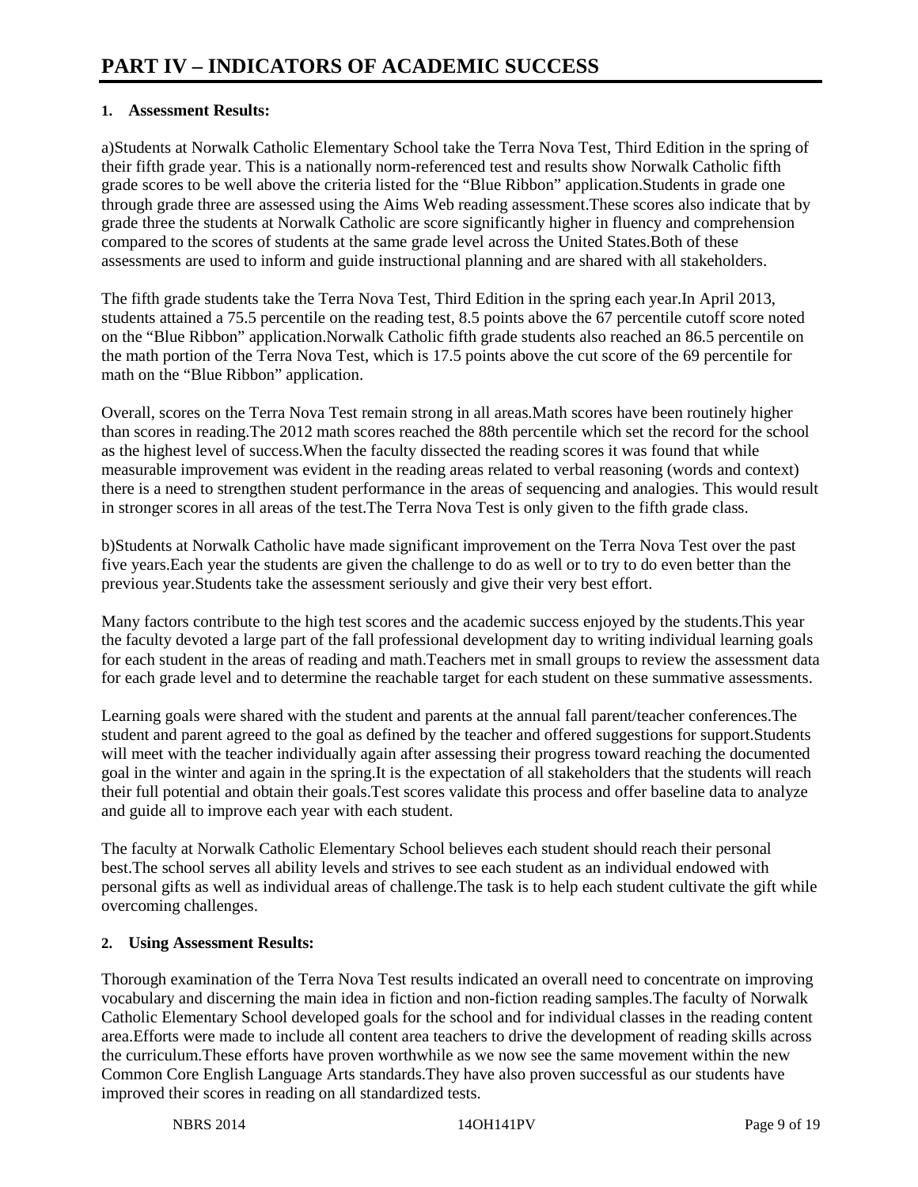# PART IV – INDICATORS OF ACADEMIC SUCCESS

**1. Assessment Results:**

a)Students at Norwalk Catholic Elementary School take the Terra Nova Test, Third Edition in the spring of their fifth grade year. This is a nationally norm-referenced test and results show Norwalk Catholic fifth grade scores to be well above the criteria listed for the "Blue Ribbon" application.Students in grade one through grade three are assessed using the Aims Web reading assessment.These scores also indicate that by grade three the students at Norwalk Catholic are score significantly higher in fluency and comprehension compared to the scores of students at the same grade level across the United States.Both of these assessments are used to inform and guide instructional planning and are shared with all stakeholders.

The fifth grade students take the Terra Nova Test, Third Edition in the spring each year.In April 2013, students attained a 75.5 percentile on the reading test, 8.5 points above the 67 percentile cutoff score noted on the "Blue Ribbon" application.Norwalk Catholic fifth grade students also reached an 86.5 percentile on the math portion of the Terra Nova Test, which is 17.5 points above the cut score of the 69 percentile for math on the "Blue Ribbon" application.

Overall, scores on the Terra Nova Test remain strong in all areas.Math scores have been routinely higher than scores in reading.The 2012 math scores reached the 88th percentile which set the record for the school as the highest level of success.When the faculty dissected the reading scores it was found that while measurable improvement was evident in the reading areas related to verbal reasoning (words and context) there is a need to strengthen student performance in the areas of sequencing and analogies. This would result in stronger scores in all areas of the test.The Terra Nova Test is only given to the fifth grade class.

b)Students at Norwalk Catholic have made significant improvement on the Terra Nova Test over the past five years.Each year the students are given the challenge to do as well or to try to do even better than the previous year.Students take the assessment seriously and give their very best effort.

Many factors contribute to the high test scores and the academic success enjoyed by the students.This year the faculty devoted a large part of the fall professional development day to writing individual learning goals for each student in the areas of reading and math.Teachers met in small groups to review the assessment data for each grade level and to determine the reachable target for each student on these summative assessments.

Learning goals were shared with the student and parents at the annual fall parent/teacher conferences.The student and parent agreed to the goal as defined by the teacher and offered suggestions for support.Students will meet with the teacher individually again after assessing their progress toward reaching the documented goal in the winter and again in the spring.It is the expectation of all stakeholders that the students will reach their full potential and obtain their goals.Test scores validate this process and offer baseline data to analyze and guide all to improve each year with each student.

The faculty at Norwalk Catholic Elementary School believes each student should reach their personal best.The school serves all ability levels and strives to see each student as an individual endowed with personal gifts as well as individual areas of challenge.The task is to help each student cultivate the gift while overcoming challenges.

**2. Using Assessment Results:**

Thorough examination of the Terra Nova Test results indicated an overall need to concentrate on improving vocabulary and discerning the main idea in fiction and non-fiction reading samples.The faculty of Norwalk Catholic Elementary School developed goals for the school and for individual classes in the reading content area.Efforts were made to include all content area teachers to drive the development of reading skills across the curriculum.These efforts have proven worthwhile as we now see the same movement within the new Common Core English Language Arts standards.They have also proven successful as our students have improved their scores in reading on all standardized tests.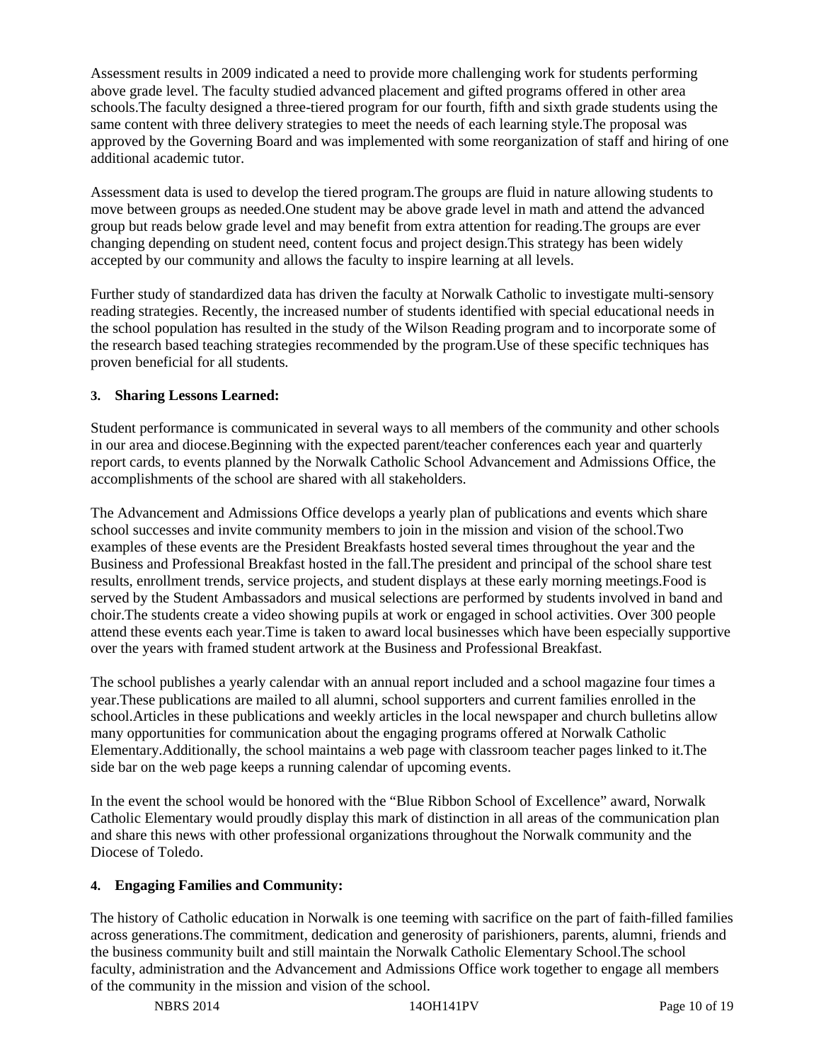Assessment results in 2009 indicated a need to provide more challenging work for students performing above grade level. The faculty studied advanced placement and gifted programs offered in other area schools.The faculty designed a three-tiered program for our fourth, fifth and sixth grade students using the same content with three delivery strategies to meet the needs of each learning style.The proposal was approved by the Governing Board and was implemented with some reorganization of staff and hiring of one additional academic tutor.

Assessment data is used to develop the tiered program.The groups are fluid in nature allowing students to move between groups as needed.One student may be above grade level in math and attend the advanced group but reads below grade level and may benefit from extra attention for reading.The groups are ever changing depending on student need, content focus and project design.This strategy has been widely accepted by our community and allows the faculty to inspire learning at all levels.

Further study of standardized data has driven the faculty at Norwalk Catholic to investigate multi-sensory reading strategies. Recently, the increased number of students identified with special educational needs in the school population has resulted in the study of the Wilson Reading program and to incorporate some of the research based teaching strategies recommended by the program.Use of these specific techniques has proven beneficial for all students.

**3. Sharing Lessons Learned:**

Student performance is communicated in several ways to all members of the community and other schools in our area and diocese.Beginning with the expected parent/teacher conferences each year and quarterly report cards, to events planned by the Norwalk Catholic School Advancement and Admissions Office, the accomplishments of the school are shared with all stakeholders.

The Advancement and Admissions Office develops a yearly plan of publications and events which share school successes and invite community members to join in the mission and vision of the school.Two examples of these events are the President Breakfasts hosted several times throughout the year and the Business and Professional Breakfast hosted in the fall.The president and principal of the school share test results, enrollment trends, service projects, and student displays at these early morning meetings.Food is served by the Student Ambassadors and musical selections are performed by students involved in band and choir.The students create a video showing pupils at work or engaged in school activities. Over 300 people attend these events each year.Time is taken to award local businesses which have been especially supportive over the years with framed student artwork at the Business and Professional Breakfast.

The school publishes a yearly calendar with an annual report included and a school magazine four times a year.These publications are mailed to all alumni, school supporters and current families enrolled in the school.Articles in these publications and weekly articles in the local newspaper and church bulletins allow many opportunities for communication about the engaging programs offered at Norwalk Catholic Elementary.Additionally, the school maintains a web page with classroom teacher pages linked to it.The side bar on the web page keeps a running calendar of upcoming events.

In the event the school would be honored with the “Blue Ribbon School of Excellence” award, Norwalk Catholic Elementary would proudly display this mark of distinction in all areas of the communication plan and share this news with other professional organizations throughout the Norwalk community and the Diocese of Toledo.

**4. Engaging Families and Community:**

The history of Catholic education in Norwalk is one teeming with sacrifice on the part of faith-filled families across generations.The commitment, dedication and generosity of parishioners, parents, alumni, friends and the business community built and still maintain the Norwalk Catholic Elementary School.The school faculty, administration and the Advancement and Admissions Office work together to engage all members of the community in the mission and vision of the school.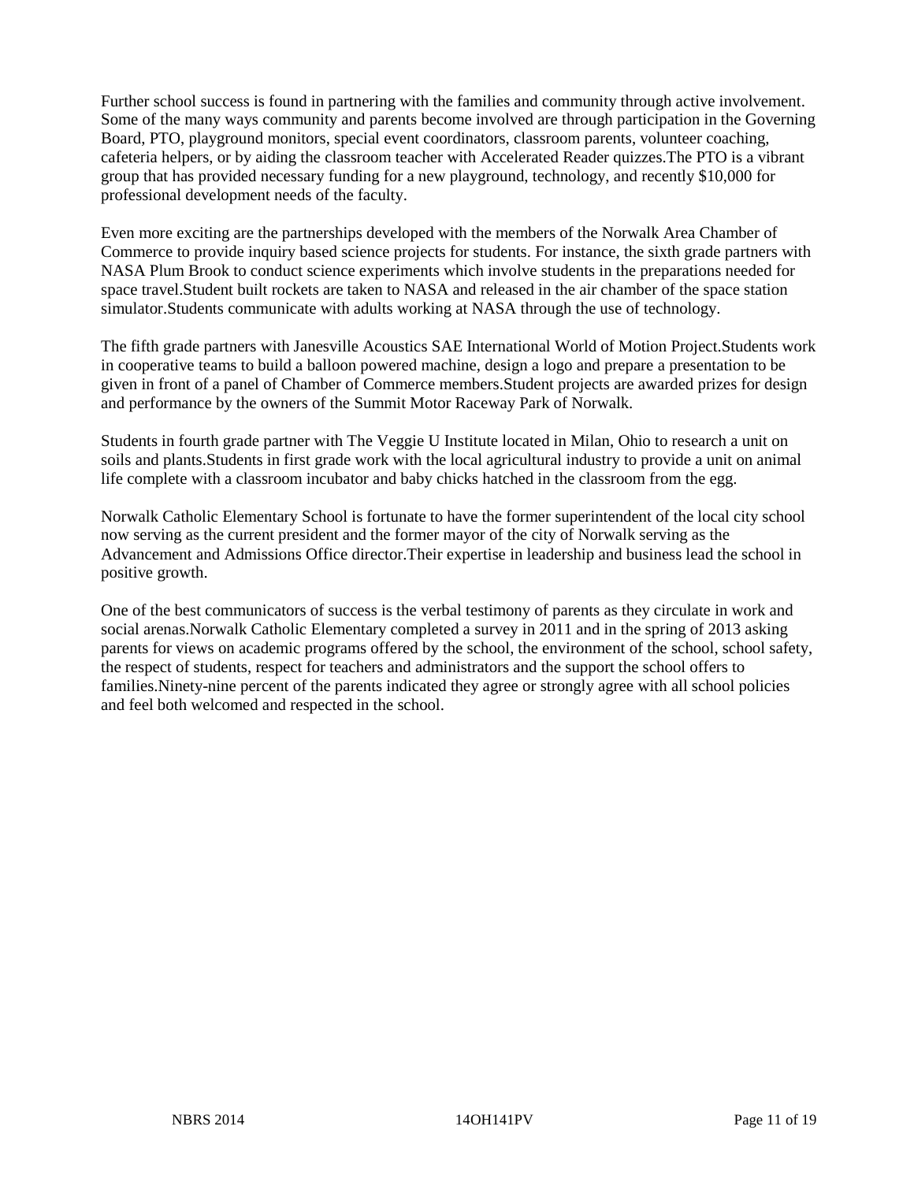Further school success is found in partnering with the families and community through active involvement. Some of the many ways community and parents become involved are through participation in the Governing Board, PTO, playground monitors, special event coordinators, classroom parents, volunteer coaching, cafeteria helpers, or by aiding the classroom teacher with Accelerated Reader quizzes.The PTO is a vibrant group that has provided necessary funding for a new playground, technology, and recently $10,000 for professional development needs of the faculty.

Even more exciting are the partnerships developed with the members of the Norwalk Area Chamber of Commerce to provide inquiry based science projects for students. For instance, the sixth grade partners with NASA Plum Brook to conduct science experiments which involve students in the preparations needed for space travel.Student built rockets are taken to NASA and released in the air chamber of the space station simulator.Students communicate with adults working at NASA through the use of technology.

The fifth grade partners with Janesville Acoustics SAE International World of Motion Project.Students work in cooperative teams to build a balloon powered machine, design a logo and prepare a presentation to be given in front of a panel of Chamber of Commerce members.Student projects are awarded prizes for design and performance by the owners of the Summit Motor Raceway Park of Norwalk.

Students in fourth grade partner with The Veggie U Institute located in Milan, Ohio to research a unit on soils and plants.Students in first grade work with the local agricultural industry to provide a unit on animal life complete with a classroom incubator and baby chicks hatched in the classroom from the egg.

Norwalk Catholic Elementary School is fortunate to have the former superintendent of the local city school now serving as the current president and the former mayor of the city of Norwalk serving as the Advancement and Admissions Office director.Their expertise in leadership and business lead the school in positive growth.

One of the best communicators of success is the verbal testimony of parents as they circulate in work and social arenas.Norwalk Catholic Elementary completed a survey in 2011 and in the spring of 2013 asking parents for views on academic programs offered by the school, the environment of the school, school safety, the respect of students, respect for teachers and administrators and the support the school offers to families.Ninety-nine percent of the parents indicated they agree or strongly agree with all school policies and feel both welcomed and respected in the school.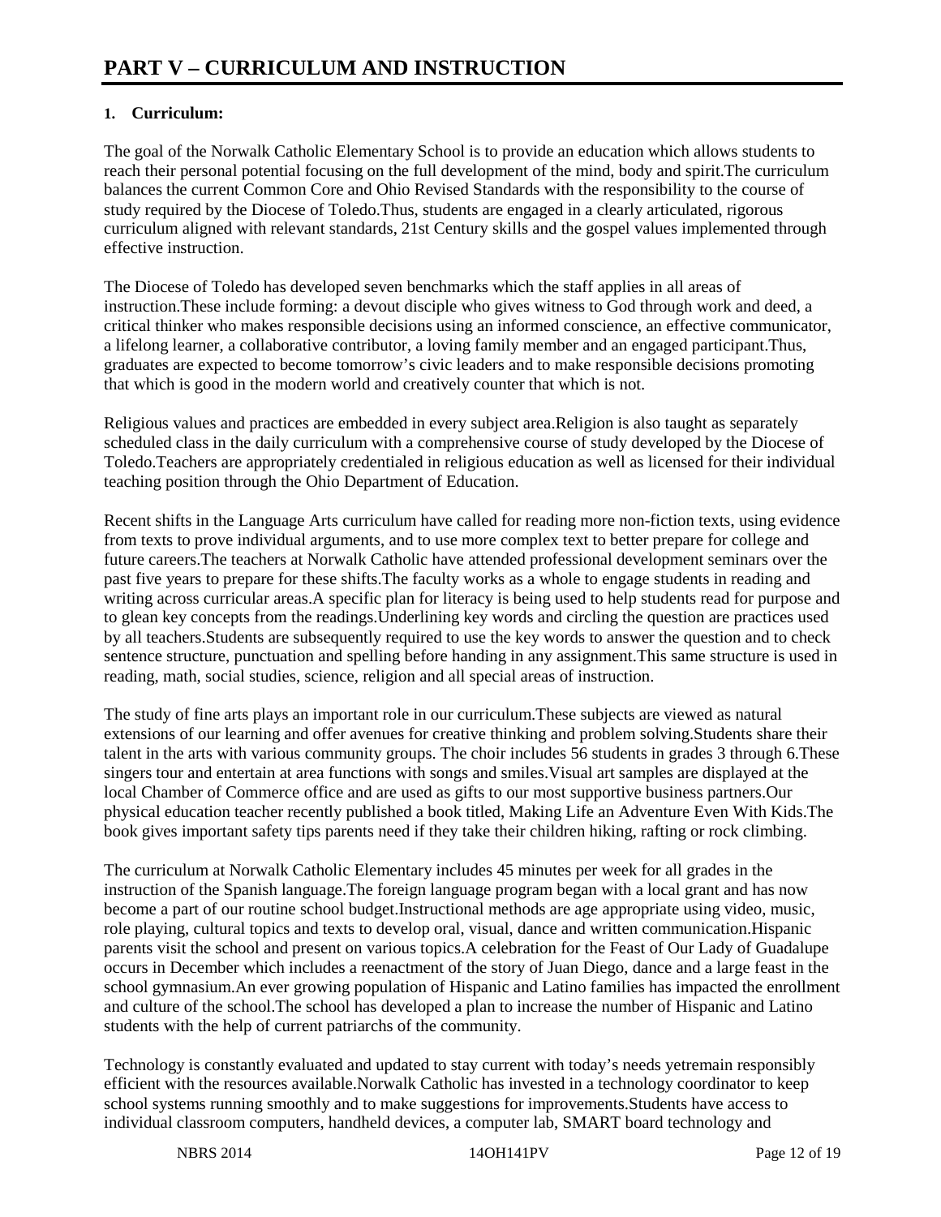# PART V – CURRICULUM AND INSTRUCTION

**1. Curriculum:**

The goal of the Norwalk Catholic Elementary School is to provide an education which allows students to reach their personal potential focusing on the full development of the mind, body and spirit.The curriculum balances the current Common Core and Ohio Revised Standards with the responsibility to the course of study required by the Diocese of Toledo.Thus, students are engaged in a clearly articulated, rigorous curriculum aligned with relevant standards, 21st Century skills and the gospel values implemented through effective instruction.

The Diocese of Toledo has developed seven benchmarks which the staff applies in all areas of instruction.These include forming: a devout disciple who gives witness to God through work and deed, a critical thinker who makes responsible decisions using an informed conscience, an effective communicator, a lifelong learner, a collaborative contributor, a loving family member and an engaged participant.Thus, graduates are expected to become tomorrow's civic leaders and to make responsible decisions promoting that which is good in the modern world and creatively counter that which is not.

Religious values and practices are embedded in every subject area.Religion is also taught as separately scheduled class in the daily curriculum with a comprehensive course of study developed by the Diocese of Toledo.Teachers are appropriately credentialed in religious education as well as licensed for their individual teaching position through the Ohio Department of Education.

Recent shifts in the Language Arts curriculum have called for reading more non-fiction texts, using evidence from texts to prove individual arguments, and to use more complex text to better prepare for college and future careers.The teachers at Norwalk Catholic have attended professional development seminars over the past five years to prepare for these shifts.The faculty works as a whole to engage students in reading and writing across curricular areas.A specific plan for literacy is being used to help students read for purpose and to glean key concepts from the readings.Underlining key words and circling the question are practices used by all teachers.Students are subsequently required to use the key words to answer the question and to check sentence structure, punctuation and spelling before handing in any assignment.This same structure is used in reading, math, social studies, science, religion and all special areas of instruction.

The study of fine arts plays an important role in our curriculum.These subjects are viewed as natural extensions of our learning and offer avenues for creative thinking and problem solving.Students share their talent in the arts with various community groups. The choir includes 56 students in grades 3 through 6.These singers tour and entertain at area functions with songs and smiles.Visual art samples are displayed at the local Chamber of Commerce office and are used as gifts to our most supportive business partners.Our physical education teacher recently published a book titled, Making Life an Adventure Even With Kids.The book gives important safety tips parents need if they take their children hiking, rafting or rock climbing.

The curriculum at Norwalk Catholic Elementary includes 45 minutes per week for all grades in the instruction of the Spanish language.The foreign language program began with a local grant and has now become a part of our routine school budget.Instructional methods are age appropriate using video, music, role playing, cultural topics and texts to develop oral, visual, dance and written communication.Hispanic parents visit the school and present on various topics.A celebration for the Feast of Our Lady of Guadalupe occurs in December which includes a reenactment of the story of Juan Diego, dance and a large feast in the school gymnasium.An ever growing population of Hispanic and Latino families has impacted the enrollment and culture of the school.The school has developed a plan to increase the number of Hispanic and Latino students with the help of current patriarchs of the community.

Technology is constantly evaluated and updated to stay current with today's needs yetremain responsibly efficient with the resources available.Norwalk Catholic has invested in a technology coordinator to keep school systems running smoothly and to make suggestions for improvements.Students have access to individual classroom computers, handheld devices, a computer lab, SMART board technology and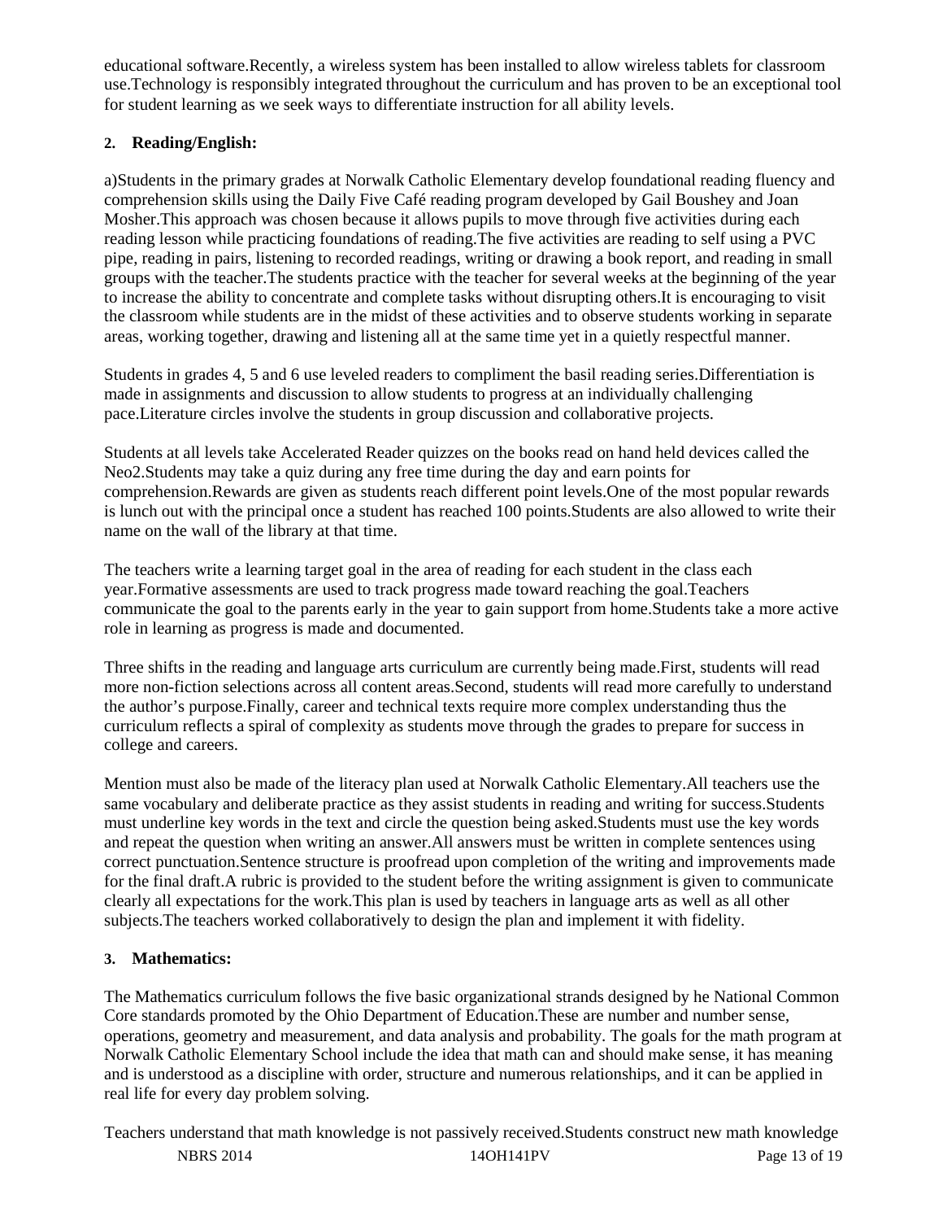educational software.Recently, a wireless system has been installed to allow wireless tablets for classroom use.Technology is responsibly integrated throughout the curriculum and has proven to be an exceptional tool for student learning as we seek ways to differentiate instruction for all ability levels.

**2. Reading/English:**

a)Students in the primary grades at Norwalk Catholic Elementary develop foundational reading fluency and comprehension skills using the Daily Five Café reading program developed by Gail Boushey and Joan Mosher.This approach was chosen because it allows pupils to move through five activities during each reading lesson while practicing foundations of reading.The five activities are reading to self using a PVC pipe, reading in pairs, listening to recorded readings, writing or drawing a book report, and reading in small groups with the teacher.The students practice with the teacher for several weeks at the beginning of the year to increase the ability to concentrate and complete tasks without disrupting others.It is encouraging to visit the classroom while students are in the midst of these activities and to observe students working in separate areas, working together, drawing and listening all at the same time yet in a quietly respectful manner.

Students in grades 4, 5 and 6 use leveled readers to compliment the basil reading series.Differentiation is made in assignments and discussion to allow students to progress at an individually challenging pace.Literature circles involve the students in group discussion and collaborative projects.

Students at all levels take Accelerated Reader quizzes on the books read on hand held devices called the Neo2.Students may take a quiz during any free time during the day and earn points for comprehension.Rewards are given as students reach different point levels.One of the most popular rewards is lunch out with the principal once a student has reached 100 points.Students are also allowed to write their name on the wall of the library at that time.

The teachers write a learning target goal in the area of reading for each student in the class each year.Formative assessments are used to track progress made toward reaching the goal.Teachers communicate the goal to the parents early in the year to gain support from home.Students take a more active role in learning as progress is made and documented.

Three shifts in the reading and language arts curriculum are currently being made.First, students will read more non-fiction selections across all content areas.Second, students will read more carefully to understand the author's purpose.Finally, career and technical texts require more complex understanding thus the curriculum reflects a spiral of complexity as students move through the grades to prepare for success in college and careers.

Mention must also be made of the literacy plan used at Norwalk Catholic Elementary.All teachers use the same vocabulary and deliberate practice as they assist students in reading and writing for success.Students must underline key words in the text and circle the question being asked.Students must use the key words and repeat the question when writing an answer.All answers must be written in complete sentences using correct punctuation.Sentence structure is proofread upon completion of the writing and improvements made for the final draft.A rubric is provided to the student before the writing assignment is given to communicate clearly all expectations for the work.This plan is used by teachers in language arts as well as all other subjects.The teachers worked collaboratively to design the plan and implement it with fidelity.

**3. Mathematics:**

The Mathematics curriculum follows the five basic organizational strands designed by he National Common Core standards promoted by the Ohio Department of Education.These are number and number sense, operations, geometry and measurement, and data analysis and probability. The goals for the math program at Norwalk Catholic Elementary School include the idea that math can and should make sense, it has meaning and is understood as a discipline with order, structure and numerous relationships, and it can be applied in real life for every day problem solving.

Teachers understand that math knowledge is not passively received.Students construct new math knowledge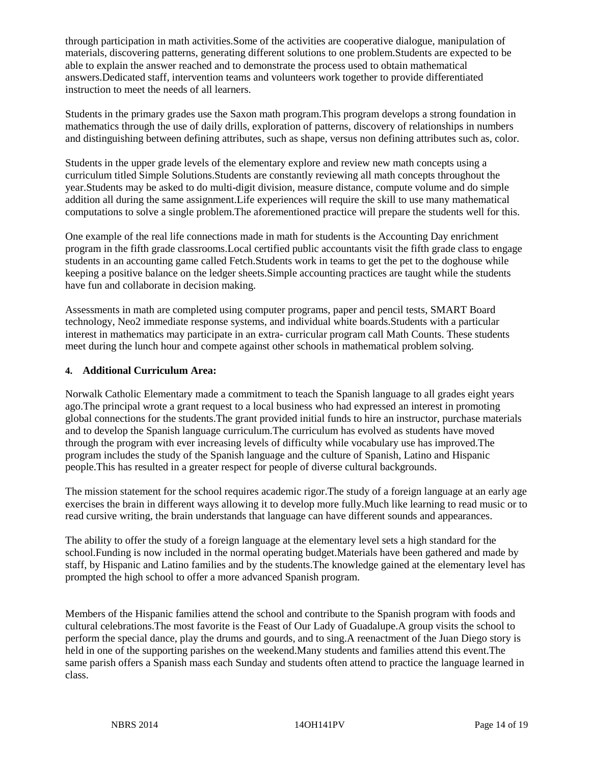through participation in math activities.Some of the activities are cooperative dialogue, manipulation of materials, discovering patterns, generating different solutions to one problem.Students are expected to be able to explain the answer reached and to demonstrate the process used to obtain mathematical answers.Dedicated staff, intervention teams and volunteers work together to provide differentiated instruction to meet the needs of all learners.

Students in the primary grades use the Saxon math program.This program develops a strong foundation in mathematics through the use of daily drills, exploration of patterns, discovery of relationships in numbers and distinguishing between defining attributes, such as shape, versus non defining attributes such as, color.

Students in the upper grade levels of the elementary explore and review new math concepts using a curriculum titled Simple Solutions.Students are constantly reviewing all math concepts throughout the year.Students may be asked to do multi-digit division, measure distance, compute volume and do simple addition all during the same assignment.Life experiences will require the skill to use many mathematical computations to solve a single problem.The aforementioned practice will prepare the students well for this.

One example of the real life connections made in math for students is the Accounting Day enrichment program in the fifth grade classrooms.Local certified public accountants visit the fifth grade class to engage students in an accounting game called Fetch.Students work in teams to get the pet to the doghouse while keeping a positive balance on the ledger sheets.Simple accounting practices are taught while the students have fun and collaborate in decision making.

Assessments in math are completed using computer programs, paper and pencil tests, SMART Board technology, Neo2 immediate response systems, and individual white boards.Students with a particular interest in mathematics may participate in an extra- curricular program call Math Counts. These students meet during the lunch hour and compete against other schools in mathematical problem solving.

#### 4. Additional Curriculum Area:

Norwalk Catholic Elementary made a commitment to teach the Spanish language to all grades eight years ago.The principal wrote a grant request to a local business who had expressed an interest in promoting global connections for the students.The grant provided initial funds to hire an instructor, purchase materials and to develop the Spanish language curriculum.The curriculum has evolved as students have moved through the program with ever increasing levels of difficulty while vocabulary use has improved.The program includes the study of the Spanish language and the culture of Spanish, Latino and Hispanic people.This has resulted in a greater respect for people of diverse cultural backgrounds.

The mission statement for the school requires academic rigor.The study of a foreign language at an early age exercises the brain in different ways allowing it to develop more fully.Much like learning to read music or to read cursive writing, the brain understands that language can have different sounds and appearances.

The ability to offer the study of a foreign language at the elementary level sets a high standard for the school.Funding is now included in the normal operating budget.Materials have been gathered and made by staff, by Hispanic and Latino families and by the students.The knowledge gained at the elementary level has prompted the high school to offer a more advanced Spanish program.

Members of the Hispanic families attend the school and contribute to the Spanish program with foods and cultural celebrations.The most favorite is the Feast of Our Lady of Guadalupe.A group visits the school to perform the special dance, play the drums and gourds, and to sing.A reenactment of the Juan Diego story is held in one of the supporting parishes on the weekend.Many students and families attend this event.The same parish offers a Spanish mass each Sunday and students often attend to practice the language learned in class.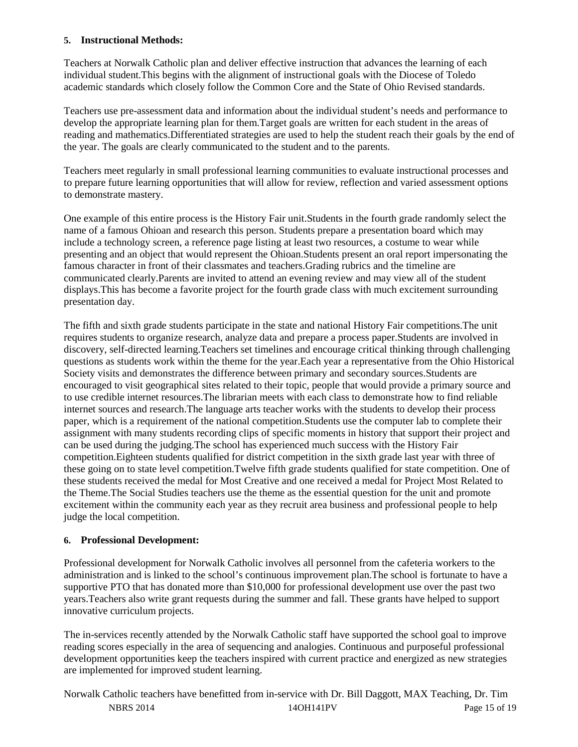**5. Instructional Methods:**

Teachers at Norwalk Catholic plan and deliver effective instruction that advances the learning of each individual student.This begins with the alignment of instructional goals with the Diocese of Toledo academic standards which closely follow the Common Core and the State of Ohio Revised standards.

Teachers use pre-assessment data and information about the individual student's needs and performance to develop the appropriate learning plan for them.Target goals are written for each student in the areas of reading and mathematics.Differentiated strategies are used to help the student reach their goals by the end of the year. The goals are clearly communicated to the student and to the parents.

Teachers meet regularly in small professional learning communities to evaluate instructional processes and to prepare future learning opportunities that will allow for review, reflection and varied assessment options to demonstrate mastery.

One example of this entire process is the History Fair unit.Students in the fourth grade randomly select the name of a famous Ohioan and research this person. Students prepare a presentation board which may include a technology screen, a reference page listing at least two resources, a costume to wear while presenting and an object that would represent the Ohioan.Students present an oral report impersonating the famous character in front of their classmates and teachers.Grading rubrics and the timeline are communicated clearly.Parents are invited to attend an evening review and may view all of the student displays.This has become a favorite project for the fourth grade class with much excitement surrounding presentation day.

The fifth and sixth grade students participate in the state and national History Fair competitions.The unit requires students to organize research, analyze data and prepare a process paper.Students are involved in discovery, self-directed learning.Teachers set timelines and encourage critical thinking through challenging questions as students work within the theme for the year.Each year a representative from the Ohio Historical Society visits and demonstrates the difference between primary and secondary sources.Students are encouraged to visit geographical sites related to their topic, people that would provide a primary source and to use credible internet resources.The librarian meets with each class to demonstrate how to find reliable internet sources and research.The language arts teacher works with the students to develop their process paper, which is a requirement of the national competition.Students use the computer lab to complete their assignment with many students recording clips of specific moments in history that support their project and can be used during the judging.The school has experienced much success with the History Fair competition.Eighteen students qualified for district competition in the sixth grade last year with three of these going on to state level competition.Twelve fifth grade students qualified for state competition. One of these students received the medal for Most Creative and one received a medal for Project Most Related to the Theme.The Social Studies teachers use the theme as the essential question for the unit and promote excitement within the community each year as they recruit area business and professional people to help judge the local competition.

**6. Professional Development:**

Professional development for Norwalk Catholic involves all personnel from the cafeteria workers to the administration and is linked to the school's continuous improvement plan.The school is fortunate to have a supportive PTO that has donated more than $10,000 for professional development use over the past two years.Teachers also write grant requests during the summer and fall. These grants have helped to support innovative curriculum projects.

The in-services recently attended by the Norwalk Catholic staff have supported the school goal to improve reading scores especially in the area of sequencing and analogies. Continuous and purposeful professional development opportunities keep the teachers inspired with current practice and energized as new strategies are implemented for improved student learning.

Norwalk Catholic teachers have benefitted from in-service with Dr. Bill Daggott, MAX Teaching, Dr. Tim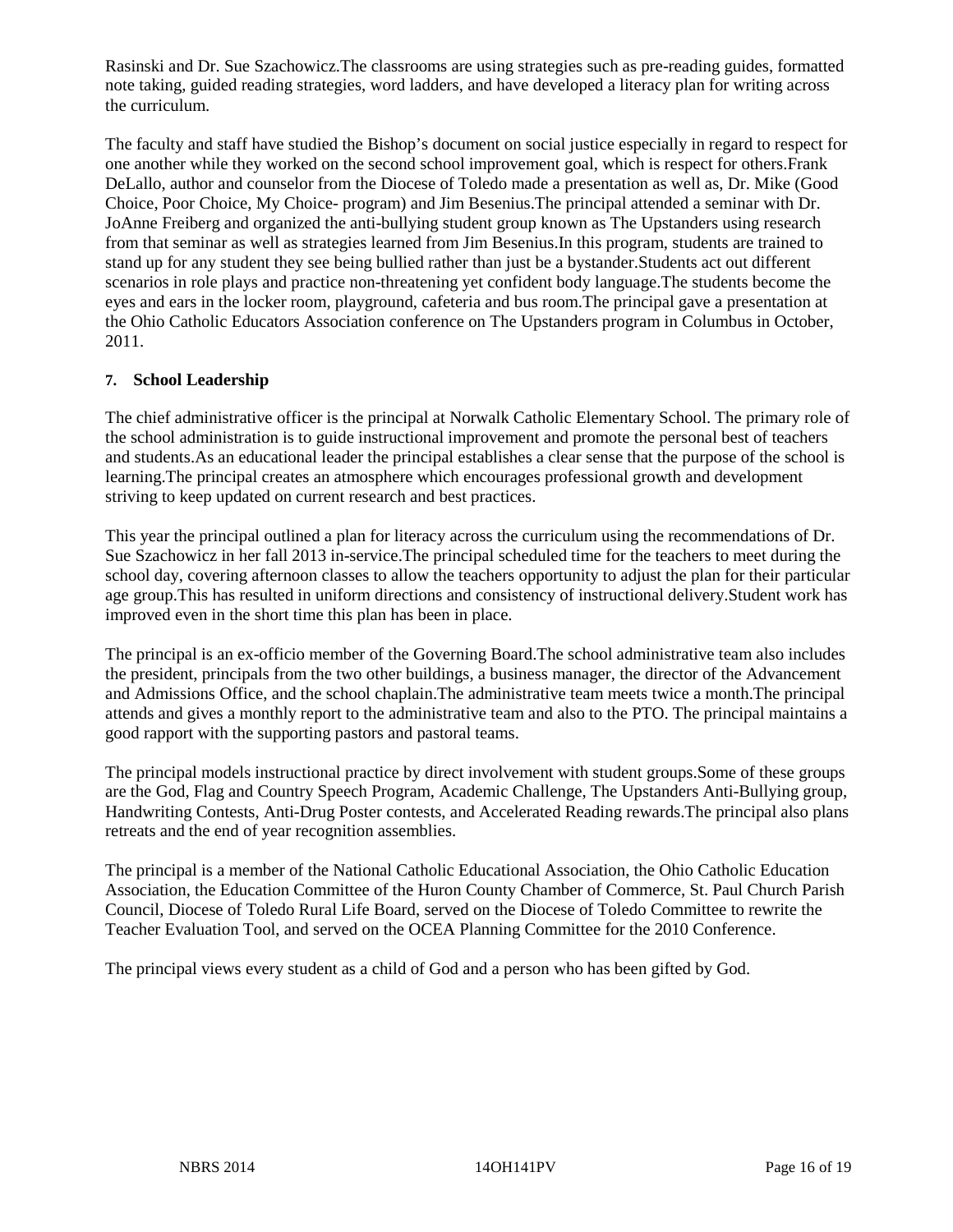Rasinski and Dr. Sue Szachowicz.The classrooms are using strategies such as pre-reading guides, formatted note taking, guided reading strategies, word ladders, and have developed a literacy plan for writing across the curriculum.

The faculty and staff have studied the Bishop's document on social justice especially in regard to respect for one another while they worked on the second school improvement goal, which is respect for others.Frank DeLallo, author and counselor from the Diocese of Toledo made a presentation as well as, Dr. Mike (Good Choice, Poor Choice, My Choice- program) and Jim Besenius.The principal attended a seminar with Dr. JoAnne Freiberg and organized the anti-bullying student group known as The Upstanders using research from that seminar as well as strategies learned from Jim Besenius.In this program, students are trained to stand up for any student they see being bullied rather than just be a bystander.Students act out different scenarios in role plays and practice non-threatening yet confident body language.The students become the eyes and ears in the locker room, playground, cafeteria and bus room.The principal gave a presentation at the Ohio Catholic Educators Association conference on The Upstanders program in Columbus in October, 2011.

**7. School Leadership**

The chief administrative officer is the principal at Norwalk Catholic Elementary School. The primary role of the school administration is to guide instructional improvement and promote the personal best of teachers and students.As an educational leader the principal establishes a clear sense that the purpose of the school is learning.The principal creates an atmosphere which encourages professional growth and development striving to keep updated on current research and best practices.

This year the principal outlined a plan for literacy across the curriculum using the recommendations of Dr. Sue Szachowicz in her fall 2013 in-service.The principal scheduled time for the teachers to meet during the school day, covering afternoon classes to allow the teachers opportunity to adjust the plan for their particular age group.This has resulted in uniform directions and consistency of instructional delivery.Student work has improved even in the short time this plan has been in place.

The principal is an ex-officio member of the Governing Board.The school administrative team also includes the president, principals from the two other buildings, a business manager, the director of the Advancement and Admissions Office, and the school chaplain.The administrative team meets twice a month.The principal attends and gives a monthly report to the administrative team and also to the PTO. The principal maintains a good rapport with the supporting pastors and pastoral teams.

The principal models instructional practice by direct involvement with student groups.Some of these groups are the God, Flag and Country Speech Program, Academic Challenge, The Upstanders Anti-Bullying group, Handwriting Contests, Anti-Drug Poster contests, and Accelerated Reading rewards.The principal also plans retreats and the end of year recognition assemblies.

The principal is a member of the National Catholic Educational Association, the Ohio Catholic Education Association, the Education Committee of the Huron County Chamber of Commerce, St. Paul Church Parish Council, Diocese of Toledo Rural Life Board, served on the Diocese of Toledo Committee to rewrite the Teacher Evaluation Tool, and served on the OCEA Planning Committee for the 2010 Conference.

The principal views every student as a child of God and a person who has been gifted by God.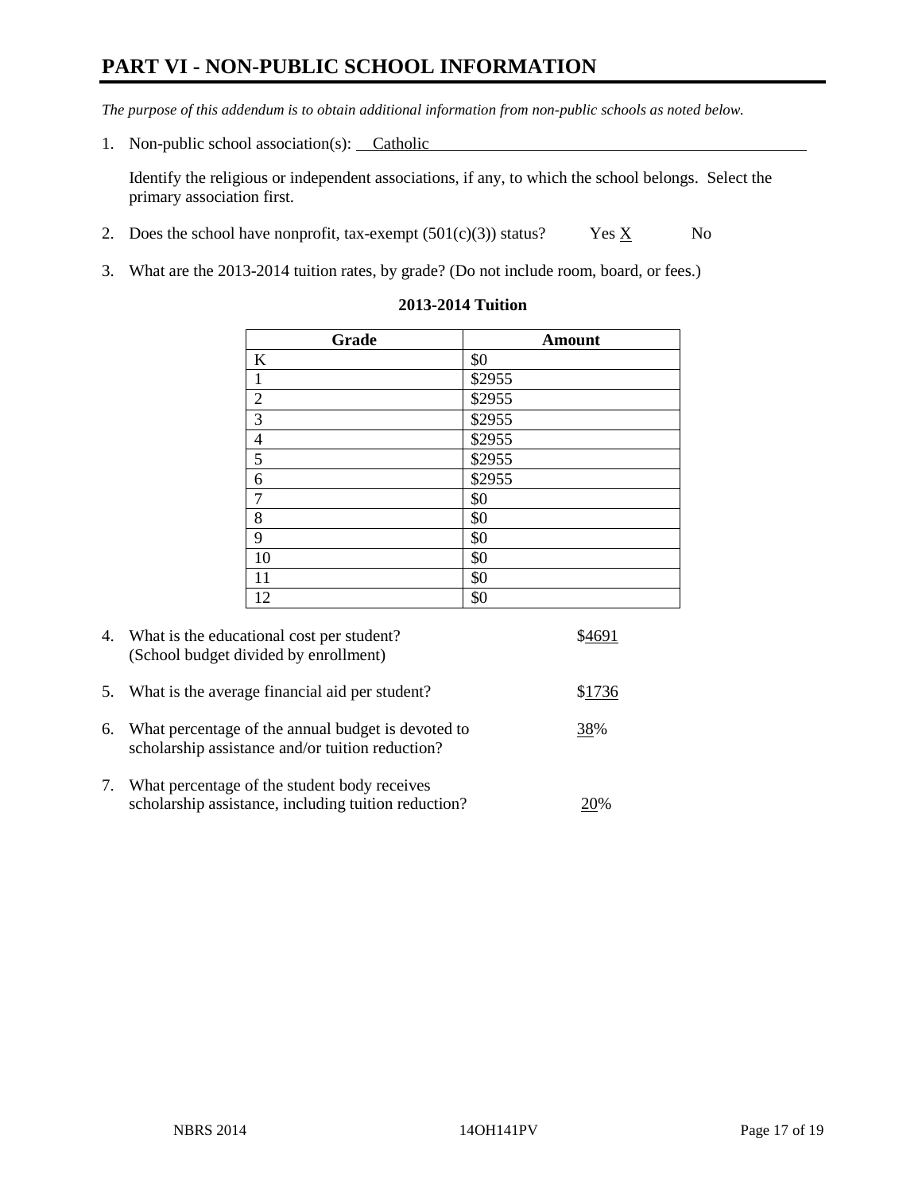# PART VI - NON-PUBLIC SCHOOL INFORMATION

*The purpose of this addendum is to obtain additional information from non-public schools as noted below.*

1. Non-public school association(s): Catholic

   Identify the religious or independent associations, if any, to which the school belongs. Select the primary association first.

2. Does the school have nonprofit, tax-exempt (501(c)(3)) status? Yes X No

3. What are the 2013-2014 tuition rates, by grade? (Do not include room, board, or fees.)

**2013-2014 Tuition**

| Grade | Amount |
|---|---|
| K | $0 |
| 1 | $2955 |
| 2 | $2955 |
| 3 | $2955 |
| 4 | $2955 |
| 5 | $2955 |
| 6 | $2955 |
| 7 | $0 |
| 8 | $0 |
| 9 | $0 |
| 10 | $0 |
| 11 | $0 |
| 12 | $0 |

4. What is the educational cost per student? (School budget divided by enrollment) $4691

5. What is the average financial aid per student? $1736

6. What percentage of the annual budget is devoted to scholarship assistance and/or tuition reduction? 38%

7. What percentage of the student body receives scholarship assistance, including tuition reduction? 20%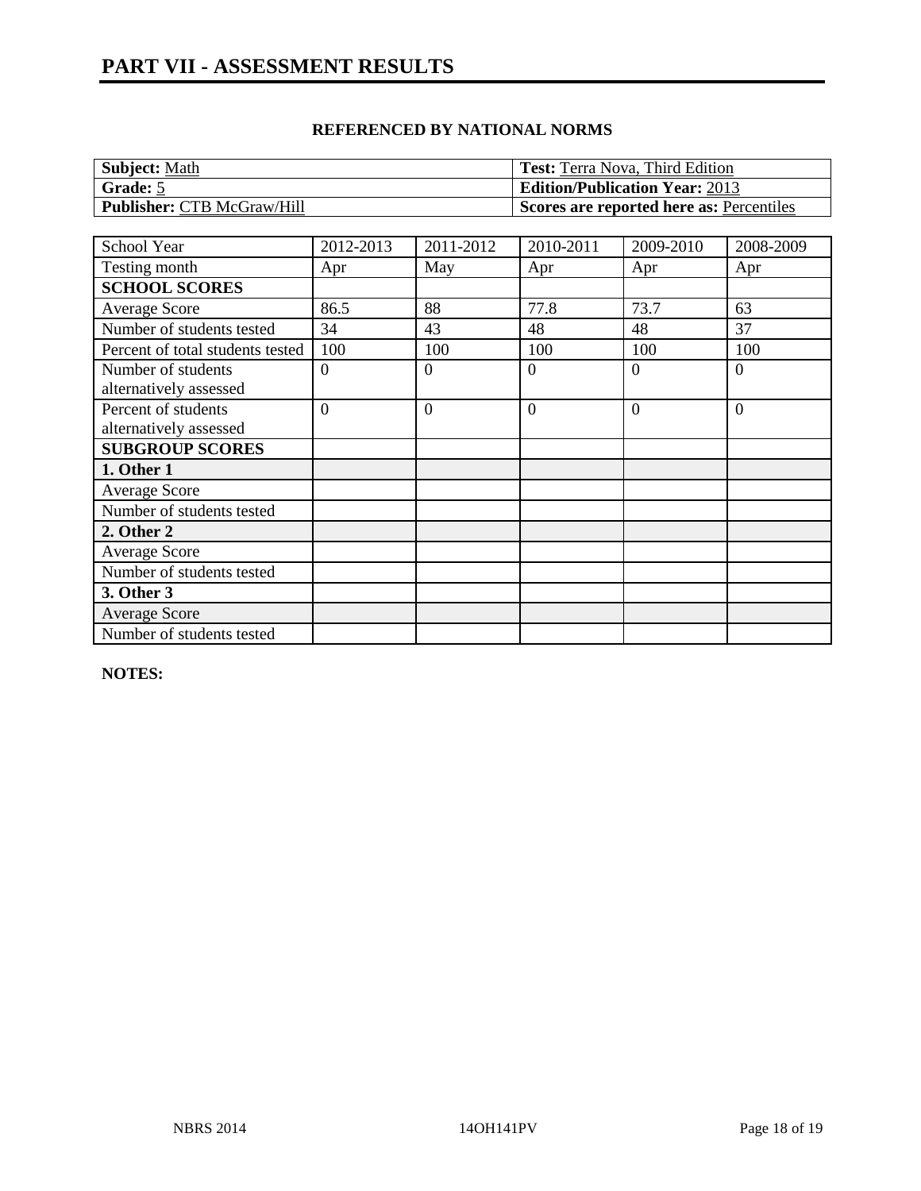# PART VII - ASSESSMENT RESULTS

### REFERENCED BY NATIONAL NORMS

| **Subject:** Math | **Test:** Terra Nova, Third Edition |
|---|---|
| **Grade:** 5 | **Edition/Publication Year:** 2013 |
| **Publisher:** CTB McGraw/Hill | **Scores are reported here as:** Percentiles |

| School Year | 2012-2013 | 2011-2012 | 2010-2011 | 2009-2010 | 2008-2009 |
|---|---|---|---|---|---|
| Testing month | Apr | May | Apr | Apr | Apr |
| **SCHOOL SCORES** | | | | | |
| Average Score | 86.5 | 88 | 77.8 | 73.7 | 63 |
| Number of students tested | 34 | 43 | 48 | 48 | 37 |
| Percent of total students tested | 100 | 100 | 100 | 100 | 100 |
| Number of students alternatively assessed | 0 | 0 | 0 | 0 | 0 |
| Percent of students alternatively assessed | 0 | 0 | 0 | 0 | 0 |
| **SUBGROUP SCORES** | | | | | |
| **1. Other 1** | | | | | |
| Average Score | | | | | |
| Number of students tested | | | | | |
| **2. Other 2** | | | | | |
| Average Score | | | | | |
| Number of students tested | | | | | |
| **3. Other 3** | | | | | |
| Average Score | | | | | |
| Number of students tested | | | | | |

**NOTES:**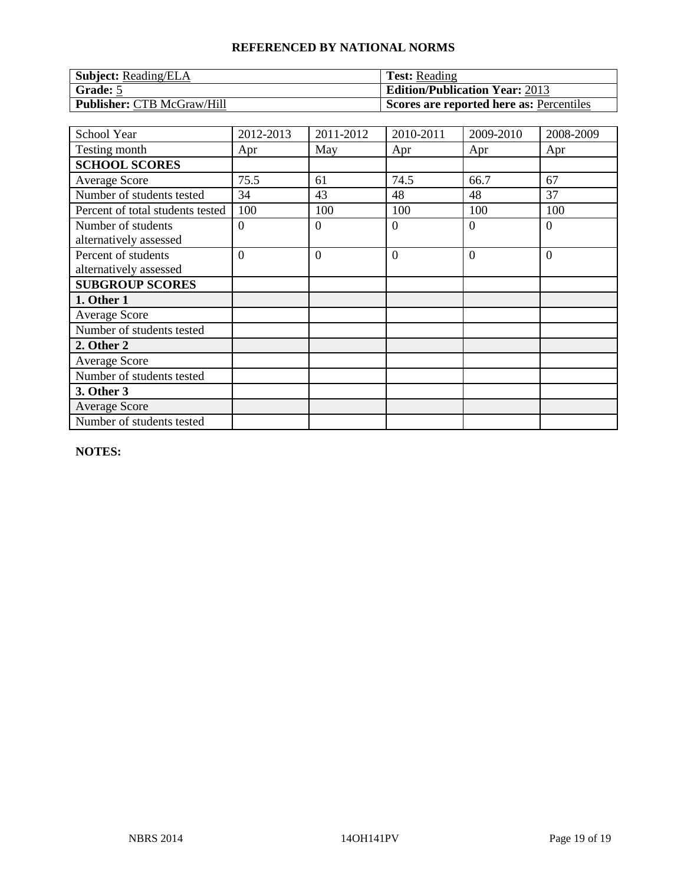**REFERENCED BY NATIONAL NORMS**

| | |
|---|---|
| **Subject:** Reading/ELA | **Test:** Reading |
| **Grade:** 5 | **Edition/Publication Year:** 2013 |
| **Publisher:** CTB McGraw/Hill | **Scores are reported here as:** Percentiles |

| School Year | 2012-2013 | 2011-2012 | 2010-2011 | 2009-2010 | 2008-2009 |
|---|---|---|---|---|---|
| Testing month | Apr | May | Apr | Apr | Apr |
| **SCHOOL SCORES** | | | | | |
| Average Score | 75.5 | 61 | 74.5 | 66.7 | 67 |
| Number of students tested | 34 | 43 | 48 | 48 | 37 |
| Percent of total students tested | 100 | 100 | 100 | 100 | 100 |
| Number of students alternatively assessed | 0 | 0 | 0 | 0 | 0 |
| Percent of students alternatively assessed | 0 | 0 | 0 | 0 | 0 |
| **SUBGROUP SCORES** | | | | | |
| **1. Other 1** | | | | | |
| Average Score | | | | | |
| Number of students tested | | | | | |
| **2. Other 2** | | | | | |
| Average Score | | | | | |
| Number of students tested | | | | | |
| **3. Other 3** | | | | | |
| Average Score | | | | | |
| Number of students tested | | | | | |

**NOTES:**